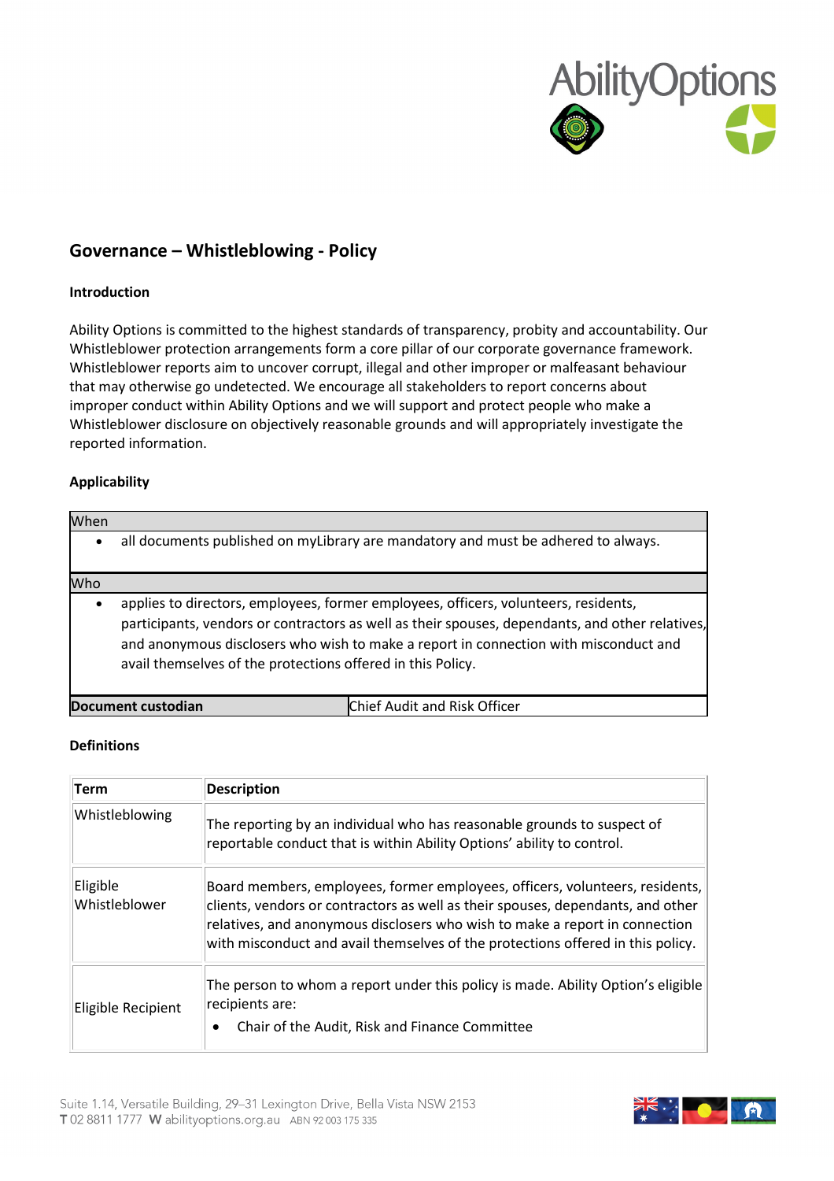# Governance – Whistleblowing - Policy

## Introduction

Ability Options is committed to the highest standards of transparency, probity and accountability. Our Whistleblower protection arrangements form a core pillar of our corporate governance framework. Whistleblower reports aim to uncover corrupt, illegal and other improper or malfeasant behaviour that may otherwise go undetected. We encourage all stakeholders to report concerns about improper conduct within Ability Options and we will support and protect people who make a Whistleblower disclosure on objectively reasonable grounds and will appropriately investigate the reported information.

## Applicability

| When | |
|---|---|
| • all documents published on myLibrary are mandatory and must be adhered to always. | |
| **Who** | |
| • applies to directors, employees, former employees, officers, volunteers, residents, participants, vendors or contractors as well as their spouses, dependants, and other relatives, and anonymous disclosers who wish to make a report in connection with misconduct and avail themselves of the protections offered in this Policy. | |
| **Document custodian** | Chief Audit and Risk Officer |

## Definitions

| Term | Description |
|---|---|
| Whistleblowing | The reporting by an individual who has reasonable grounds to suspect of reportable conduct that is within Ability Options' ability to control. |
| Eligible Whistleblower | Board members, employees, former employees, officers, volunteers, residents, clients, vendors or contractors as well as their spouses, dependants, and other relatives, and anonymous disclosers who wish to make a report in connection with misconduct and avail themselves of the protections offered in this policy. |
| Eligible Recipient | The person to whom a report under this policy is made. Ability Option's eligible recipients are:<br>• Chair of the Audit, Risk and Finance Committee |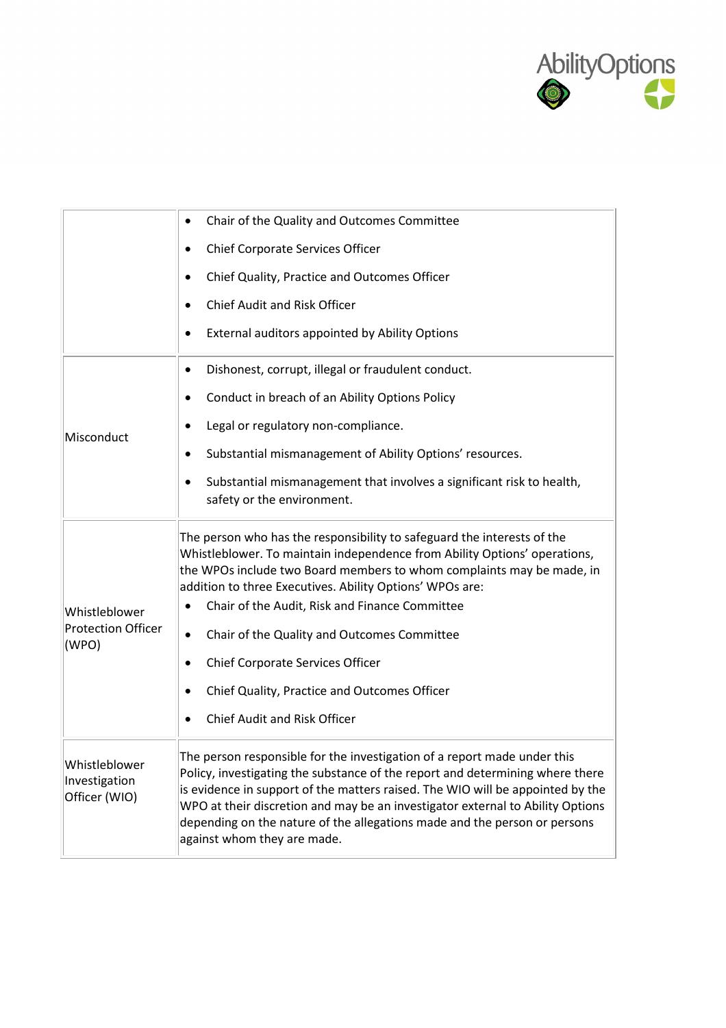| | |
|---|---|
| | • Chair of the Quality and Outcomes Committee<br>• Chief Corporate Services Officer<br>• Chief Quality, Practice and Outcomes Officer<br>• Chief Audit and Risk Officer<br>• External auditors appointed by Ability Options |
| Misconduct | • Dishonest, corrupt, illegal or fraudulent conduct.<br>• Conduct in breach of an Ability Options Policy<br>• Legal or regulatory non-compliance.<br>• Substantial mismanagement of Ability Options' resources.<br>• Substantial mismanagement that involves a significant risk to health, safety or the environment. |
| Whistleblower Protection Officer (WPO) | The person who has the responsibility to safeguard the interests of the Whistleblower. To maintain independence from Ability Options' operations, the WPOs include two Board members to whom complaints may be made, in addition to three Executives. Ability Options' WPOs are:<br>• Chair of the Audit, Risk and Finance Committee<br>• Chair of the Quality and Outcomes Committee<br>• Chief Corporate Services Officer<br>• Chief Quality, Practice and Outcomes Officer<br>• Chief Audit and Risk Officer |
| Whistleblower Investigation Officer (WIO) | The person responsible for the investigation of a report made under this Policy, investigating the substance of the report and determining where there is evidence in support of the matters raised. The WIO will be appointed by the WPO at their discretion and may be an investigator external to Ability Options depending on the nature of the allegations made and the person or persons against whom they are made. |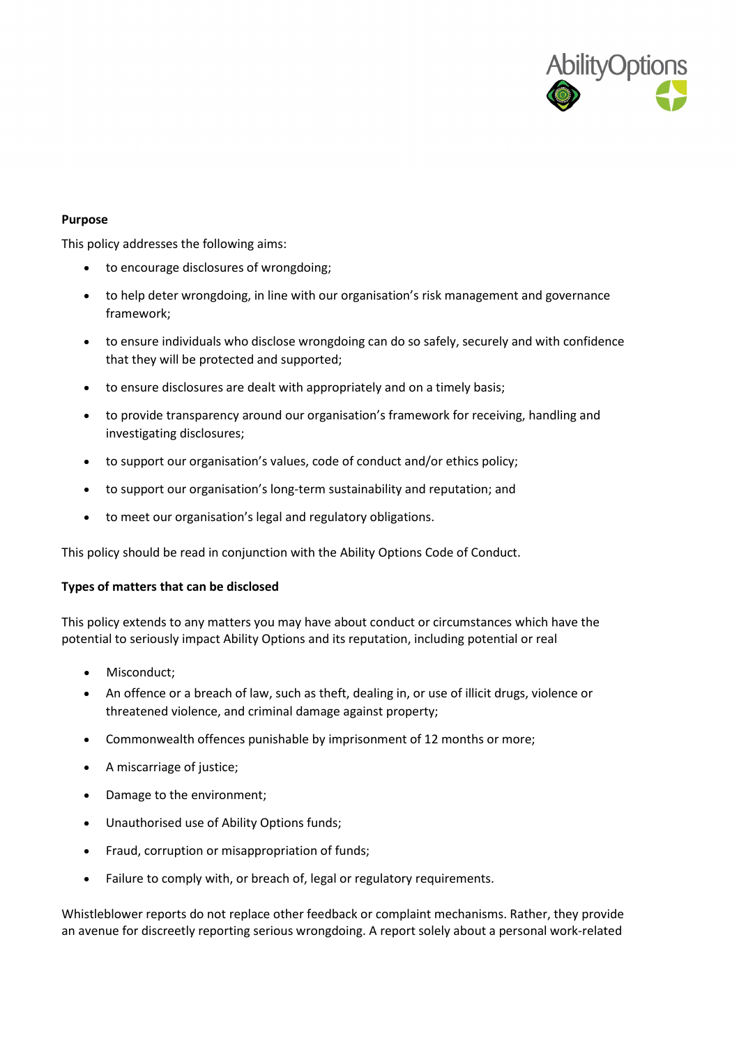**Purpose**

This policy addresses the following aims:

- to encourage disclosures of wrongdoing;
- to help deter wrongdoing, in line with our organisation's risk management and governance framework;
- to ensure individuals who disclose wrongdoing can do so safely, securely and with confidence that they will be protected and supported;
- to ensure disclosures are dealt with appropriately and on a timely basis;
- to provide transparency around our organisation's framework for receiving, handling and investigating disclosures;
- to support our organisation's values, code of conduct and/or ethics policy;
- to support our organisation's long-term sustainability and reputation; and
- to meet our organisation's legal and regulatory obligations.

This policy should be read in conjunction with the Ability Options Code of Conduct.

**Types of matters that can be disclosed**

This policy extends to any matters you may have about conduct or circumstances which have the potential to seriously impact Ability Options and its reputation, including potential or real

- Misconduct;
- An offence or a breach of law, such as theft, dealing in, or use of illicit drugs, violence or threatened violence, and criminal damage against property;
- Commonwealth offences punishable by imprisonment of 12 months or more;
- A miscarriage of justice;
- Damage to the environment;
- Unauthorised use of Ability Options funds;
- Fraud, corruption or misappropriation of funds;
- Failure to comply with, or breach of, legal or regulatory requirements.

Whistleblower reports do not replace other feedback or complaint mechanisms. Rather, they provide an avenue for discreetly reporting serious wrongdoing. A report solely about a personal work-related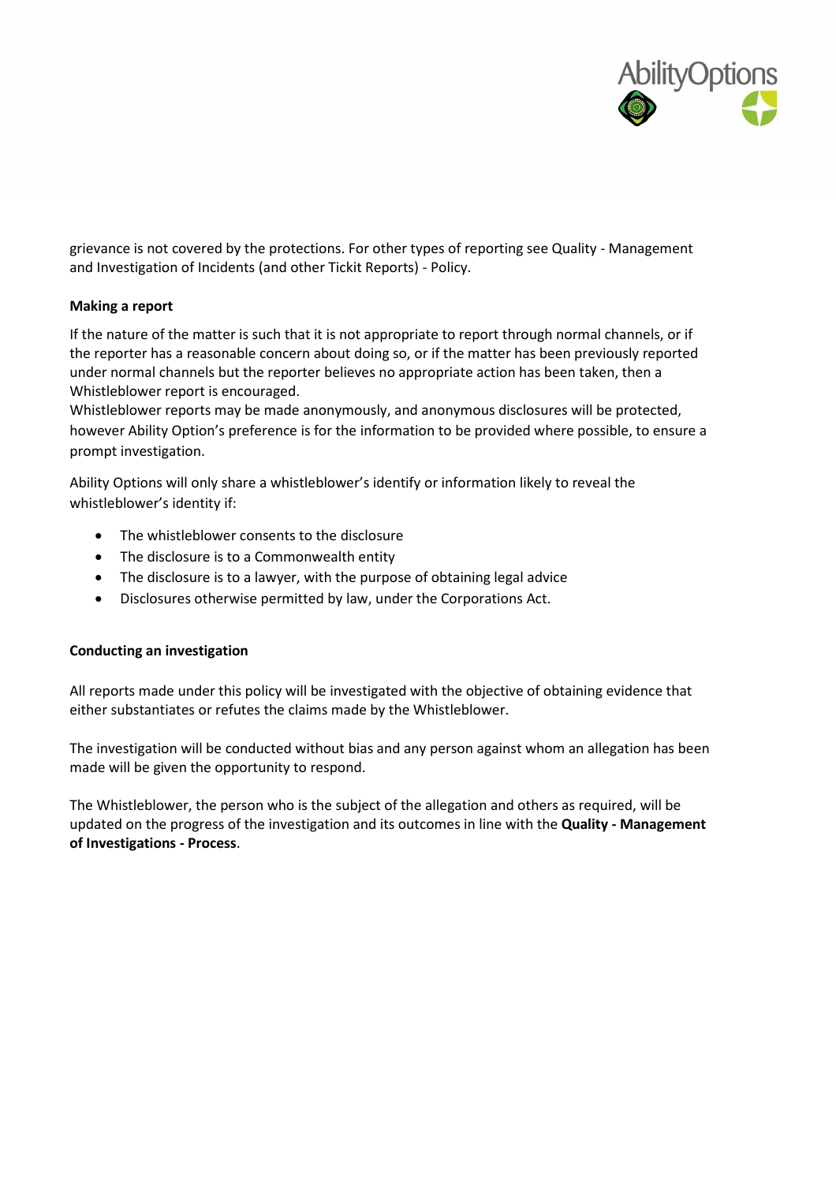grievance is not covered by the protections. For other types of reporting see Quality - Management and Investigation of Incidents (and other Tickit Reports) - Policy.

**Making a report**

If the nature of the matter is such that it is not appropriate to report through normal channels, or if the reporter has a reasonable concern about doing so, or if the matter has been previously reported under normal channels but the reporter believes no appropriate action has been taken, then a Whistleblower report is encouraged.
Whistleblower reports may be made anonymously, and anonymous disclosures will be protected, however Ability Option's preference is for the information to be provided where possible, to ensure a prompt investigation.

Ability Options will only share a whistleblower's identify or information likely to reveal the whistleblower's identity if:

- The whistleblower consents to the disclosure
- The disclosure is to a Commonwealth entity
- The disclosure is to a lawyer, with the purpose of obtaining legal advice
- Disclosures otherwise permitted by law, under the Corporations Act.

**Conducting an investigation**

All reports made under this policy will be investigated with the objective of obtaining evidence that either substantiates or refutes the claims made by the Whistleblower.

The investigation will be conducted without bias and any person against whom an allegation has been made will be given the opportunity to respond.

The Whistleblower, the person who is the subject of the allegation and others as required, will be updated on the progress of the investigation and its outcomes in line with the **Quality - Management of Investigations - Process**.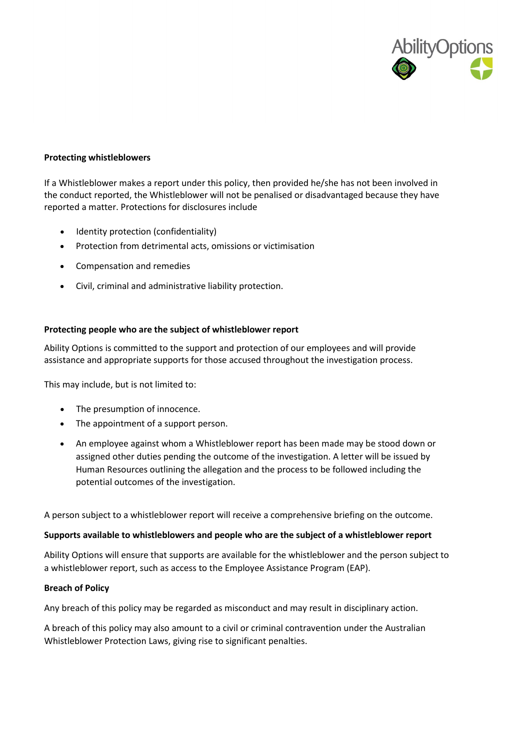**Protecting whistleblowers**

If a Whistleblower makes a report under this policy, then provided he/she has not been involved in the conduct reported, the Whistleblower will not be penalised or disadvantaged because they have reported a matter. Protections for disclosures include

- Identity protection (confidentiality)
- Protection from detrimental acts, omissions or victimisation
- Compensation and remedies
- Civil, criminal and administrative liability protection.

**Protecting people who are the subject of whistleblower report**

Ability Options is committed to the support and protection of our employees and will provide assistance and appropriate supports for those accused throughout the investigation process.

This may include, but is not limited to:

- The presumption of innocence.
- The appointment of a support person.
- An employee against whom a Whistleblower report has been made may be stood down or assigned other duties pending the outcome of the investigation. A letter will be issued by Human Resources outlining the allegation and the process to be followed including the potential outcomes of the investigation.

A person subject to a whistleblower report will receive a comprehensive briefing on the outcome.

**Supports available to whistleblowers and people who are the subject of a whistleblower report**

Ability Options will ensure that supports are available for the whistleblower and the person subject to a whistleblower report, such as access to the Employee Assistance Program (EAP).

**Breach of Policy**

Any breach of this policy may be regarded as misconduct and may result in disciplinary action.

A breach of this policy may also amount to a civil or criminal contravention under the Australian Whistleblower Protection Laws, giving rise to significant penalties.